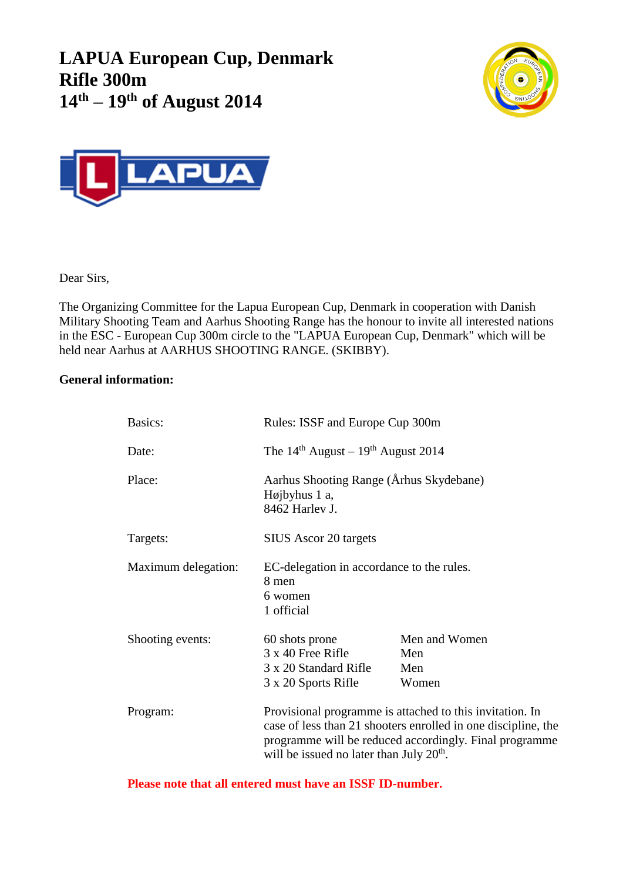# LAPUA European Cup, Denmark
# Rifle 300m
# 14th – 19th of August 2014

Dear Sirs,

The Organizing Committee for the Lapua European Cup, Denmark in cooperation with Danish Military Shooting Team and Aarhus Shooting Range has the honour to invite all interested nations in the ESC - European Cup 300m circle to the "LAPUA European Cup, Denmark" which will be held near Aarhus at AARHUS SHOOTING RANGE. (SKIBBY).

**General information:**

| | | |
|---|---|---|
| Basics: | Rules: ISSF and Europe Cup 300m | |
| Date: | The 14th August – 19th August 2014 | |
| Place: | Aarhus Shooting Range (Århus Skydebane)<br>Højbyhus 1 a,<br>8462 Harlev J. | |
| Targets: | SIUS Ascor 20 targets | |
| Maximum delegation: | EC-delegation in accordance to the rules.<br>8 men<br>6 women<br>1 official | |
| Shooting events: | 60 shots prone<br>3 x 40 Free Rifle<br>3 x 20 Standard Rifle<br>3 x 20 Sports Rifle | Men and Women<br>Men<br>Men<br>Women |
| Program: | Provisional programme is attached to this invitation. In case of less than 21 shooters enrolled in one discipline, the programme will be reduced accordingly. Final programme will be issued no later than July 20th. | |

**Please note that all entered must have an ISSF ID-number.**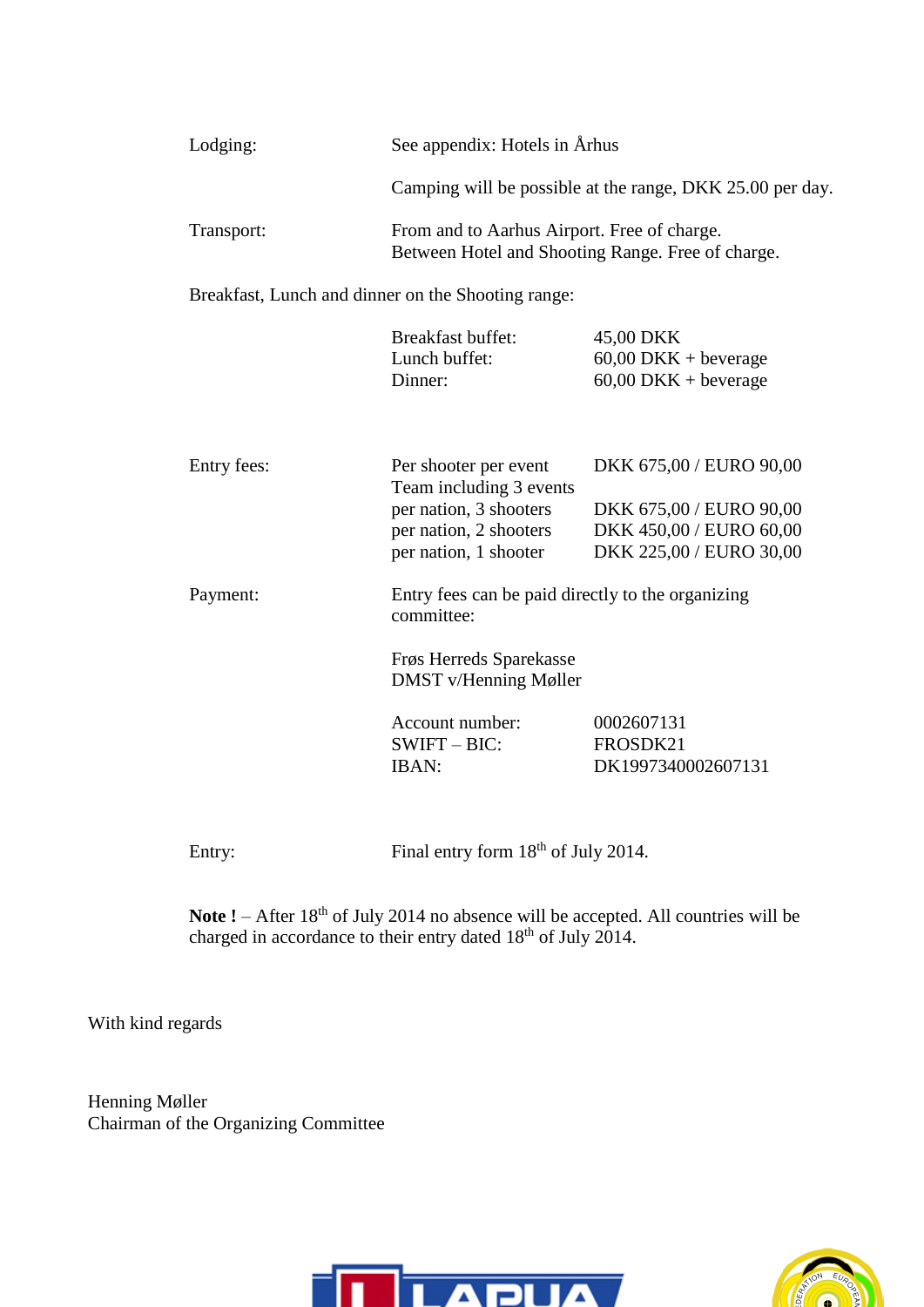| | | |
|---|---|---|
| Lodging: | See appendix: Hotels in Århus | |
| | Camping will be possible at the range, DKK 25.00 per day. | |
| Transport: | From and to Aarhus Airport. Free of charge.<br>Between Hotel and Shooting Range. Free of charge. | |

Breakfast, Lunch and dinner on the Shooting range:

| | |
|---|---|
| Breakfast buffet: | 45,00 DKK |
| Lunch buffet: | 60,00 DKK + beverage |
| Dinner: | 60,00 DKK + beverage |

| | | |
|---|---|---|
| Entry fees: | Per shooter per event | DKK 675,00 / EURO 90,00 |
| | Team including 3 events | |
| | per nation, 3 shooters | DKK 675,00 / EURO 90,00 |
| | per nation, 2 shooters | DKK 450,00 / EURO 60,00 |
| | per nation, 1 shooter | DKK 225,00 / EURO 30,00 |

Payment: Entry fees can be paid directly to the organizing committee:

Frøs Herreds Sparekasse
DMST v/Henning Møller

| | |
|---|---|
| Account number: | 0002607131 |
| SWIFT – BIC: | FROSDK21 |
| IBAN: | DK1997340002607131 |

Entry: Final entry form 18th of July 2014.

**Note !** – After 18th of July 2014 no absence will be accepted. All countries will be charged in accordance to their entry dated 18th of July 2014.

With kind regards

Henning Møller
Chairman of the Organizing Committee